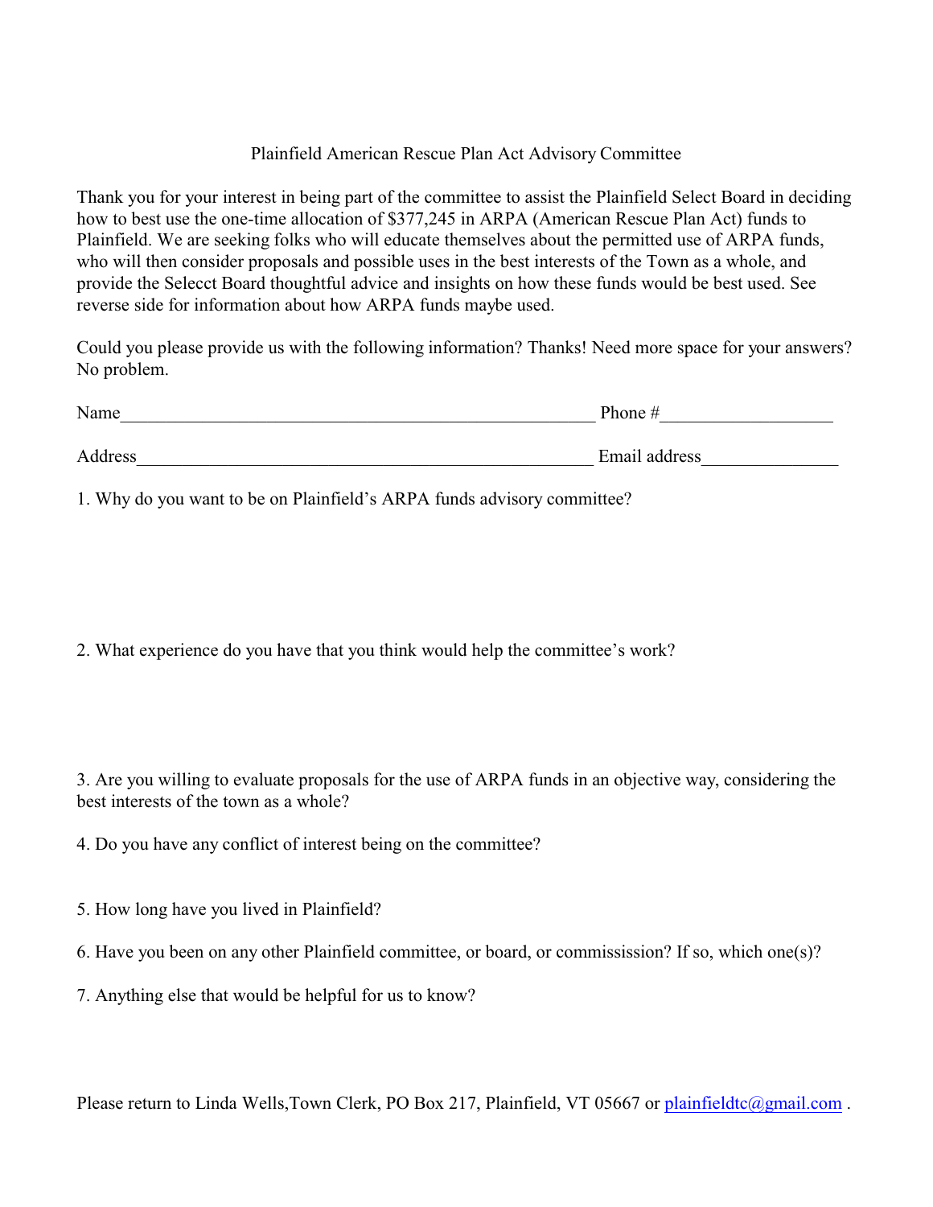# Plainfield American Rescue Plan Act Advisory Committee

Thank you for your interest in being part of the committee to assist the Plainfield Select Board in deciding how to best use the one-time allocation of $377,245 in ARPA (American Rescue Plan Act) funds to Plainfield. We are seeking folks who will educate themselves about the permitted use of ARPA funds, who will then consider proposals and possible uses in the best interests of the Town as a whole, and provide the Selecct Board thoughtful advice and insights on how these funds would be best used. See reverse side for information about how ARPA funds maybe used.

Could you please provide us with the following information? Thanks! Need more space for your answers? No problem.

Name_____________________________________________________ Phone #___________________

Address___________________________________________________ Email address_______________

1. Why do you want to be on Plainfield's ARPA funds advisory committee?

2. What experience do you have that you think would help the committee's work?

3. Are you willing to evaluate proposals for the use of ARPA funds in an objective way, considering the best interests of the town as a whole?

4. Do you have any conflict of interest being on the committee?

5. How long have you lived in Plainfield?

6. Have you been on any other Plainfield committee, or board, or commissission? If so, which one(s)?

7. Anything else that would be helpful for us to know?

Please return to Linda Wells,Town Clerk, PO Box 217, Plainfield, VT 05667 or plainfieldtc@gmail.com .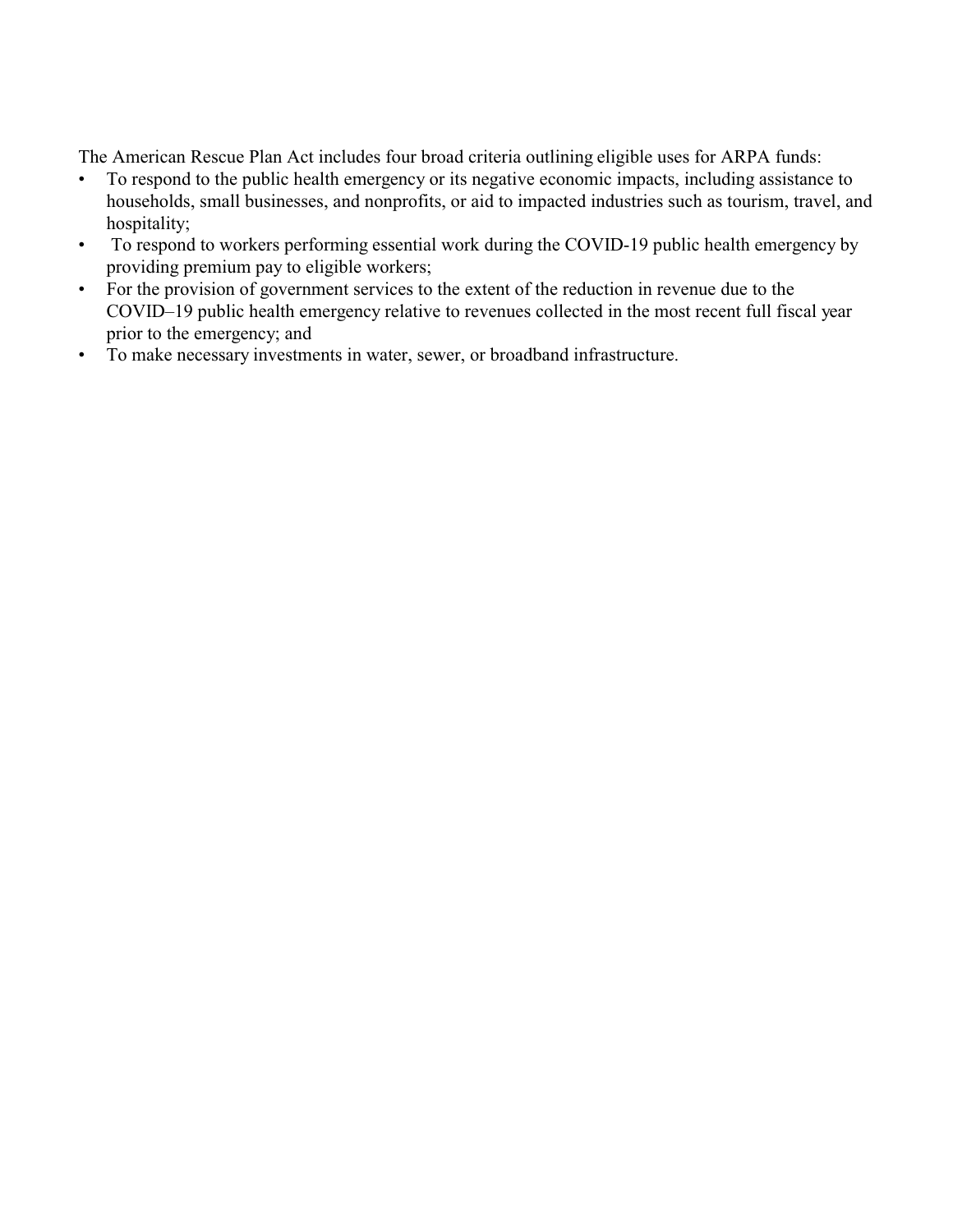The American Rescue Plan Act includes four broad criteria outlining eligible uses for ARPA funds:

- To respond to the public health emergency or its negative economic impacts, including assistance to households, small businesses, and nonprofits, or aid to impacted industries such as tourism, travel, and hospitality;
- To respond to workers performing essential work during the COVID-19 public health emergency by providing premium pay to eligible workers;
- For the provision of government services to the extent of the reduction in revenue due to the COVID–19 public health emergency relative to revenues collected in the most recent full fiscal year prior to the emergency; and
- To make necessary investments in water, sewer, or broadband infrastructure.